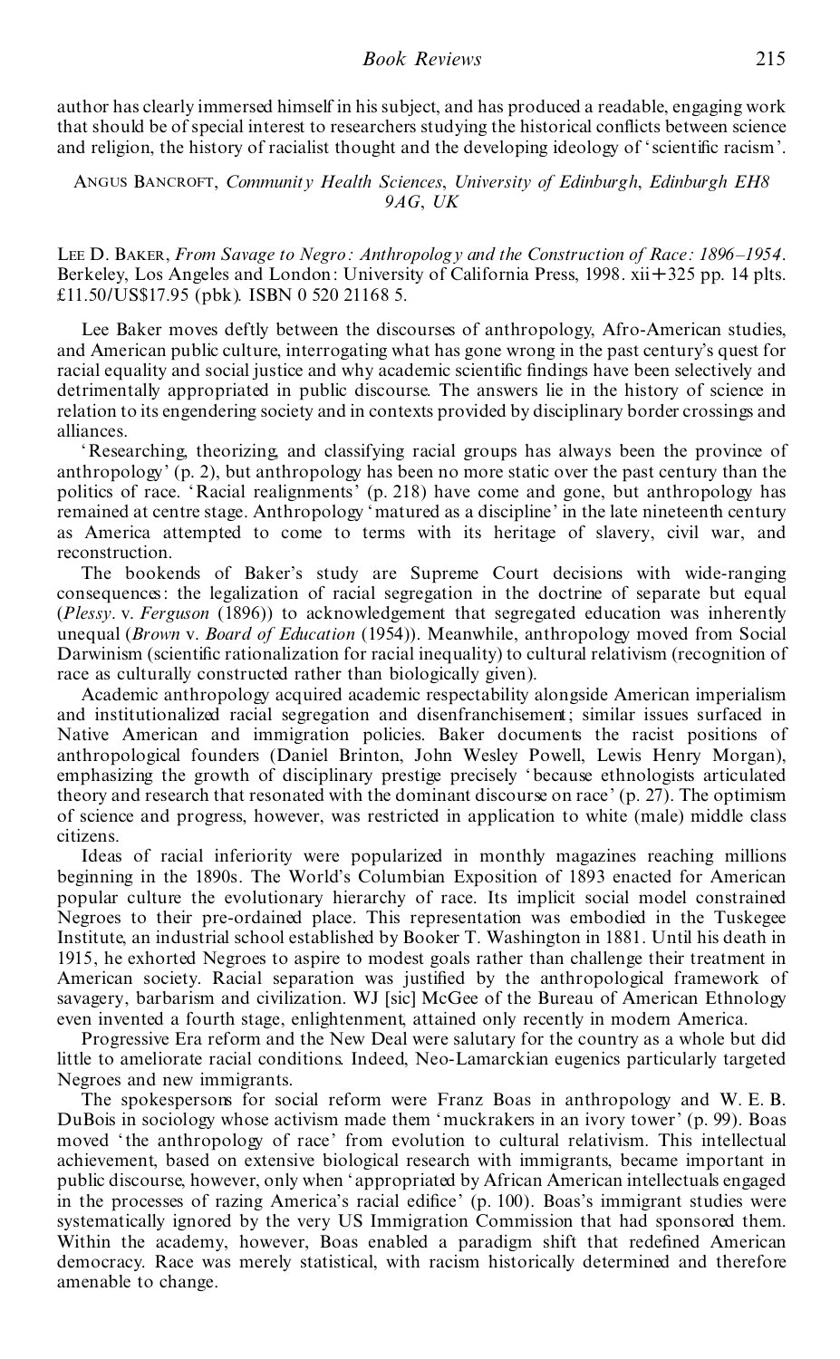author has clearly immersed himself in his subject, and has produced a readable, engaging work that should be of special interest to researchers studying the historical conflicts between science and religion, the history of racialist thought and the developing ideology of 'scientific racism'.

ANGUS BANCROFT, *Community Health Sciences*, *University of Edinburgh*, *Edinburgh EH8 9AG*, *UK*

LEE D. BAKER, *From Savage to Negro: Anthropology and the Construction of Race: 1896–1954*. Berkeley, Los Angeles and London: University of California Press, 1998. xii+325 pp. 14 plts. £11.50/US$17.95 (pbk). ISBN 0 520 21168 5.

Lee Baker moves deftly between the discourses of anthropology, Afro-American studies, and American public culture, interrogating what has gone wrong in the past century's quest for racial equality and social justice and why academic scientific findings have been selectively and detrimentally appropriated in public discourse. The answers lie in the history of science in relation to its engendering society and in contexts provided by disciplinary border crossings and alliances.

'Researching, theorizing, and classifying racial groups has always been the province of anthropology' (p. 2), but anthropology has been no more static over the past century than the politics of race. 'Racial realignments' (p. 218) have come and gone, but anthropology has remained at centre stage. Anthropology 'matured as a discipline' in the late nineteenth century as America attempted to come to terms with its heritage of slavery, civil war, and reconstruction.

The bookends of Baker's study are Supreme Court decisions with wide-ranging consequences: the legalization of racial segregation in the doctrine of separate but equal (*Plessy*. v. *Ferguson* (1896)) to acknowledgement that segregated education was inherently unequal (*Brown* v. *Board of Education* (1954)). Meanwhile, anthropology moved from Social Darwinism (scientific rationalization for racial inequality) to cultural relativism (recognition of race as culturally constructed rather than biologically given).

Academic anthropology acquired academic respectability alongside American imperialism and institutionalized racial segregation and disenfranchisement; similar issues surfaced in Native American and immigration policies. Baker documents the racist positions of anthropological founders (Daniel Brinton, John Wesley Powell, Lewis Henry Morgan), emphasizing the growth of disciplinary prestige precisely 'because ethnologists articulated theory and research that resonated with the dominant discourse on race' (p. 27). The optimism of science and progress, however, was restricted in application to white (male) middle class citizens.

Ideas of racial inferiority were popularized in monthly magazines reaching millions beginning in the 1890s. The World's Columbian Exposition of 1893 enacted for American popular culture the evolutionary hierarchy of race. Its implicit social model constrained Negroes to their pre-ordained place. This representation was embodied in the Tuskegee Institute, an industrial school established by Booker T. Washington in 1881. Until his death in 1915, he exhorted Negroes to aspire to modest goals rather than challenge their treatment in American society. Racial separation was justified by the anthropological framework of savagery, barbarism and civilization. WJ [sic] McGee of the Bureau of American Ethnology even invented a fourth stage, enlightenment, attained only recently in modern America.

Progressive Era reform and the New Deal were salutary for the country as a whole but did little to ameliorate racial conditions. Indeed, Neo-Lamarckian eugenics particularly targeted Negroes and new immigrants.

The spokespersons for social reform were Franz Boas in anthropology and W. E. B. DuBois in sociology whose activism made them 'muckrakers in an ivory tower' (p. 99). Boas moved 'the anthropology of race' from evolution to cultural relativism. This intellectual achievement, based on extensive biological research with immigrants, became important in public discourse, however, only when 'appropriated by African American intellectuals engaged in the processes of razing America's racial edifice' (p. 100). Boas's immigrant studies were systematically ignored by the very US Immigration Commission that had sponsored them. Within the academy, however, Boas enabled a paradigm shift that redefined American democracy. Race was merely statistical, with racism historically determined and therefore amenable to change.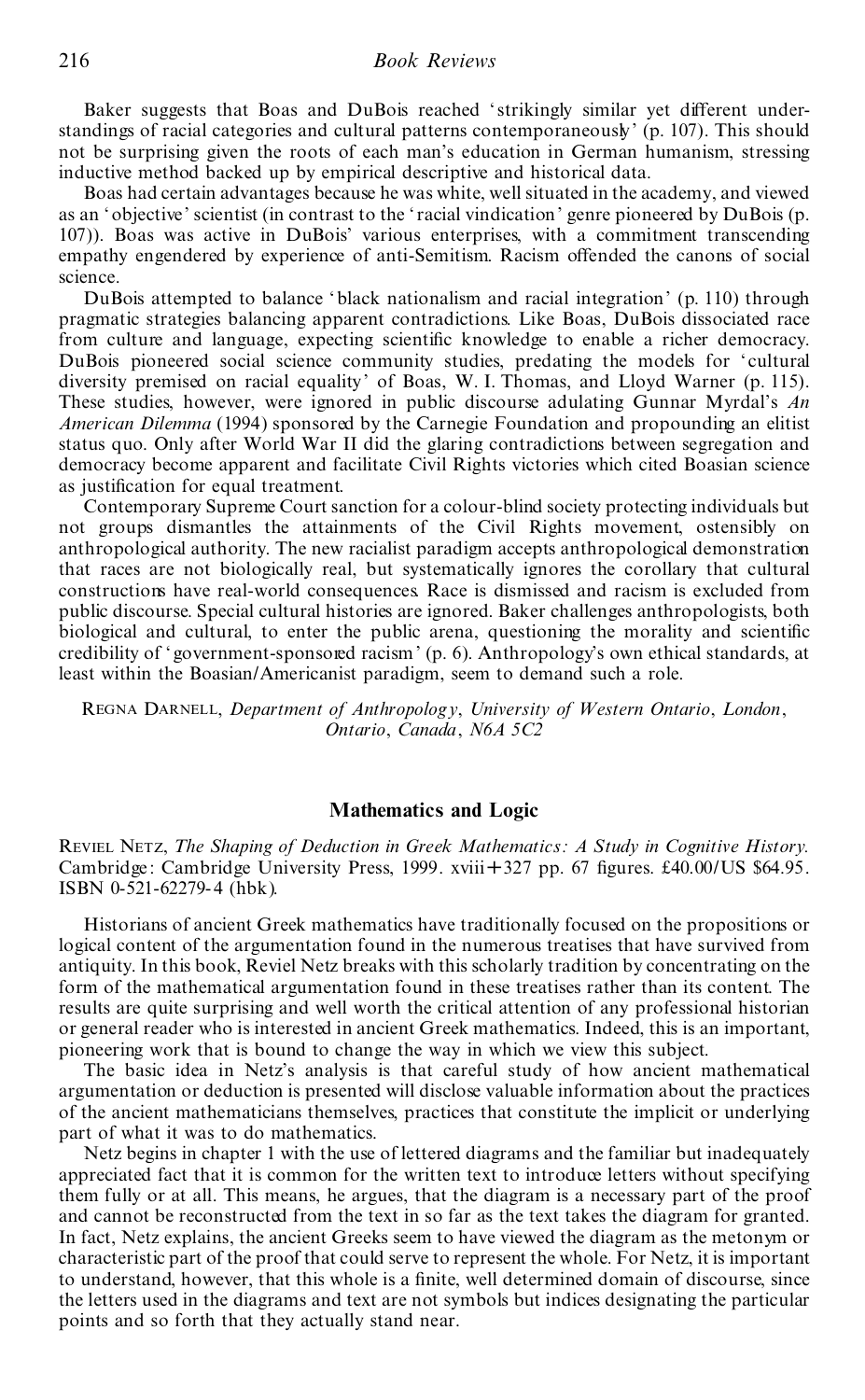Baker suggests that Boas and DuBois reached 'strikingly similar yet different understandings of racial categories and cultural patterns contemporaneously' (p. 107). This should not be surprising given the roots of each man's education in German humanism, stressing inductive method backed up by empirical descriptive and historical data.

Boas had certain advantages because he was white, well situated in the academy, and viewed as an 'objective' scientist (in contrast to the 'racial vindication' genre pioneered by DuBois (p. 107)). Boas was active in DuBois' various enterprises, with a commitment transcending empathy engendered by experience of anti-Semitism. Racism offended the canons of social science.

DuBois attempted to balance 'black nationalism and racial integration' (p. 110) through pragmatic strategies balancing apparent contradictions. Like Boas, DuBois dissociated race from culture and language, expecting scientific knowledge to enable a richer democracy. DuBois pioneered social science community studies, predating the models for 'cultural diversity premised on racial equality' of Boas, W. I. Thomas, and Lloyd Warner (p. 115). These studies, however, were ignored in public discourse adulating Gunnar Myrdal's *An American Dilemma* (1994) sponsored by the Carnegie Foundation and propounding an elitist status quo. Only after World War II did the glaring contradictions between segregation and democracy become apparent and facilitate Civil Rights victories which cited Boasian science as justification for equal treatment.

Contemporary Supreme Court sanction for a colour-blind society protecting individuals but not groups dismantles the attainments of the Civil Rights movement, ostensibly on anthropological authority. The new racialist paradigm accepts anthropological demonstration that races are not biologically real, but systematically ignores the corollary that cultural constructions have real-world consequences. Race is dismissed and racism is excluded from public discourse. Special cultural histories are ignored. Baker challenges anthropologists, both biological and cultural, to enter the public arena, questioning the morality and scientific credibility of 'government-sponsored racism' (p. 6). Anthropology's own ethical standards, at least within the Boasian/Americanist paradigm, seem to demand such a role.

Regna Darnell, *Department of Anthropology, University of Western Ontario, London, Ontario, Canada, N6A 5C2*

## Mathematics and Logic

Reviel Netz, *The Shaping of Deduction in Greek Mathematics: A Study in Cognitive History.* Cambridge: Cambridge University Press, 1999. xviii+327 pp. 67 figures. £40.00/US $64.95. ISBN 0-521-62279-4 (hbk).

Historians of ancient Greek mathematics have traditionally focused on the propositions or logical content of the argumentation found in the numerous treatises that have survived from antiquity. In this book, Reviel Netz breaks with this scholarly tradition by concentrating on the form of the mathematical argumentation found in these treatises rather than its content. The results are quite surprising and well worth the critical attention of any professional historian or general reader who is interested in ancient Greek mathematics. Indeed, this is an important, pioneering work that is bound to change the way in which we view this subject.

The basic idea in Netz's analysis is that careful study of how ancient mathematical argumentation or deduction is presented will disclose valuable information about the practices of the ancient mathematicians themselves, practices that constitute the implicit or underlying part of what it was to do mathematics.

Netz begins in chapter 1 with the use of lettered diagrams and the familiar but inadequately appreciated fact that it is common for the written text to introduce letters without specifying them fully or at all. This means, he argues, that the diagram is a necessary part of the proof and cannot be reconstructed from the text in so far as the text takes the diagram for granted. In fact, Netz explains, the ancient Greeks seem to have viewed the diagram as the metonym or characteristic part of the proof that could serve to represent the whole. For Netz, it is important to understand, however, that this whole is a finite, well determined domain of discourse, since the letters used in the diagrams and text are not symbols but indices designating the particular points and so forth that they actually stand near.